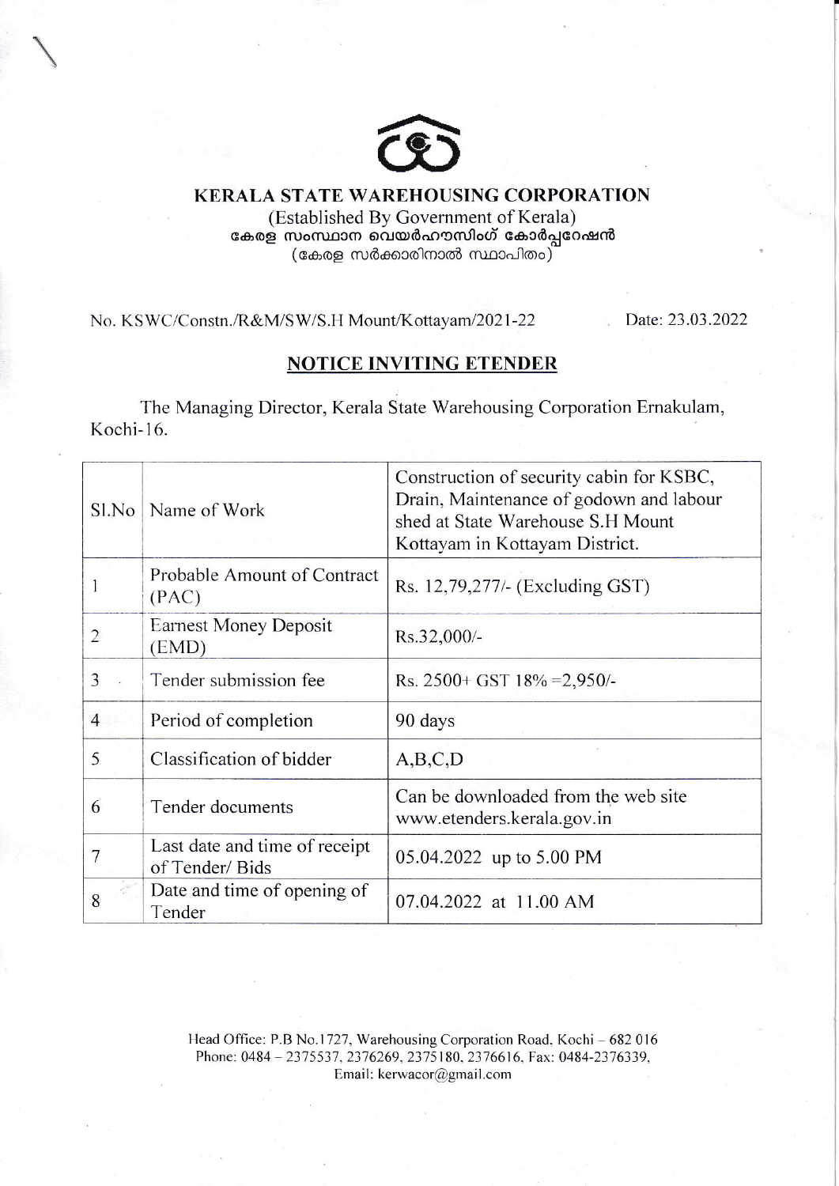# KERALA STATE WAREHOUSING CORPORATION

(Established By Government of Kerala)

കേരള സംസ്ഥാന വെയർഹൗസിംഗ് കോർപ്പറേഷൻ

(കേരള സർക്കാരിനാൽ സ്ഥാപിതം)

No. KSWC/Constn./R&M/SW/S.H Mount/Kottayam/2021-22 Date: 23.03.2022

## NOTICE INVITING ETENDER

The Managing Director, Kerala State Warehousing Corporation Ernakulam, Kochi-16.

| Sl.No | Name of Work | Construction of security cabin for KSBC, Drain, Maintenance of godown and labour shed at State Warehouse S.H Mount Kottayam in Kottayam District. |
|---|---|---|
| 1 | Probable Amount of Contract (PAC) | Rs. 12,79,277/- (Excluding GST) |
| 2 | Earnest Money Deposit (EMD) | Rs.32,000/- |
| 3 | Tender submission fee | Rs. 2500+ GST 18% =2,950/- |
| 4 | Period of completion | 90 days |
| 5 | Classification of bidder | A,B,C,D |
| 6 | Tender documents | Can be downloaded from the web site www.etenders.kerala.gov.in |
| 7 | Last date and time of receipt of Tender/ Bids | 05.04.2022 up to 5.00 PM |
| 8 | Date and time of opening of Tender | 07.04.2022 at 11.00 AM |

Head Office: P.B No.1727, Warehousing Corporation Road, Kochi – 682 016
Phone: 0484 – 2375537, 2376269, 2375180, 2376616, Fax: 0484-2376339,
Email: kerwacor@gmail.com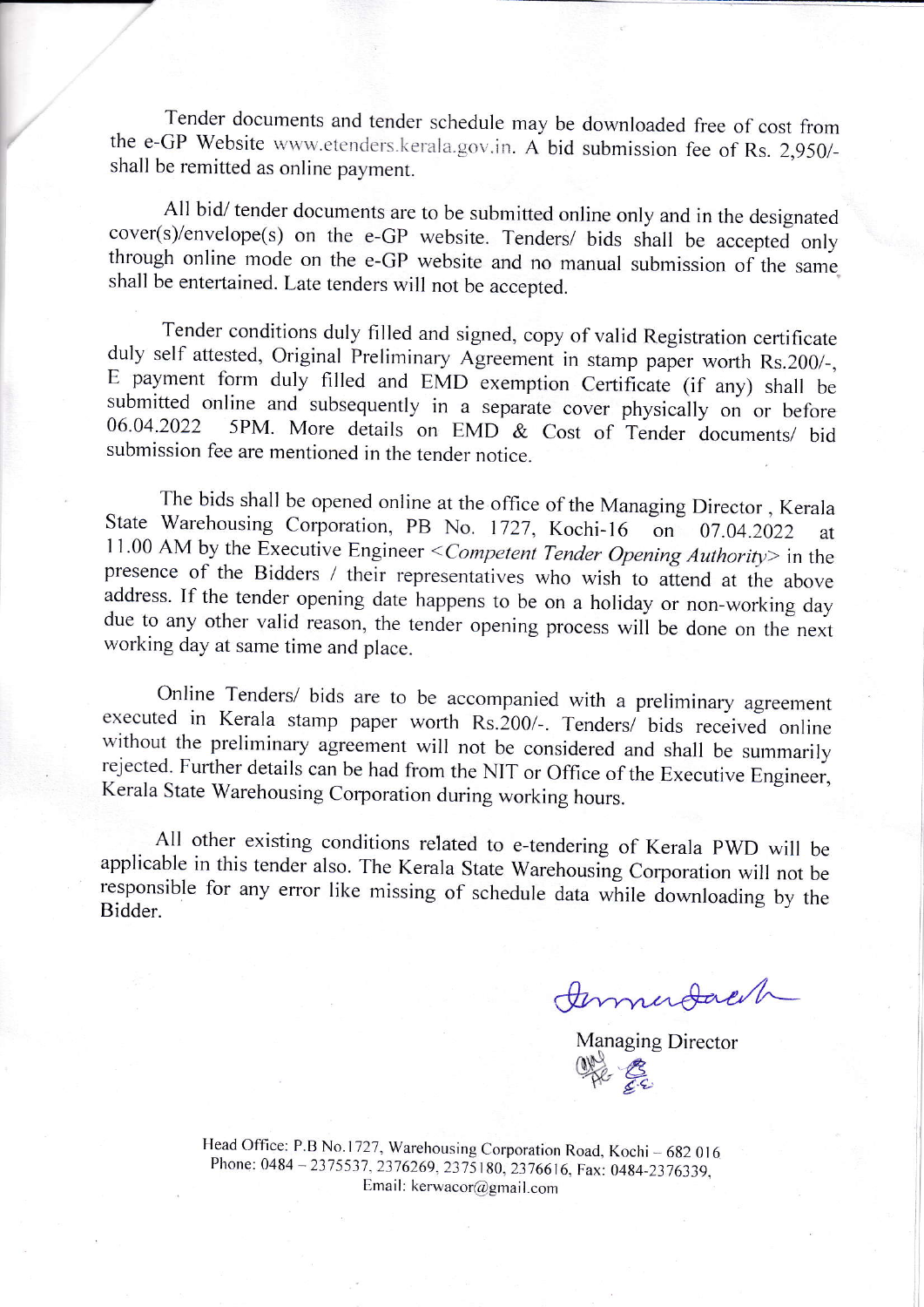Tender documents and tender schedule may be downloaded free of cost from the e-GP Website www.etenders.kerala.gov.in. A bid submission fee of Rs. 2,950/- shall be remitted as online payment.

All bid/ tender documents are to be submitted online only and in the designated cover(s)/envelope(s) on the e-GP website. Tenders/ bids shall be accepted only through online mode on the e-GP website and no manual submission of the same shall be entertained. Late tenders will not be accepted.

Tender conditions duly filled and signed, copy of valid Registration certificate duly self attested, Original Preliminary Agreement in stamp paper worth Rs.200/-, E payment form duly filled and EMD exemption Certificate (if any) shall be submitted online and subsequently in a separate cover physically on or before 06.04.2022 5PM. More details on EMD & Cost of Tender documents/ bid submission fee are mentioned in the tender notice.

The bids shall be opened online at the office of the Managing Director , Kerala State Warehousing Corporation, PB No. 1727, Kochi-16 on 07.04.2022 at 11.00 AM by the Executive Engineer <*Competent Tender Opening Authority*> in the presence of the Bidders / their representatives who wish to attend at the above address. If the tender opening date happens to be on a holiday or non-working day due to any other valid reason, the tender opening process will be done on the next working day at same time and place.

Online Tenders/ bids are to be accompanied with a preliminary agreement executed in Kerala stamp paper worth Rs.200/-. Tenders/ bids received online without the preliminary agreement will not be considered and shall be summarily rejected. Further details can be had from the NIT or Office of the Executive Engineer, Kerala State Warehousing Corporation during working hours.

All other existing conditions related to e-tendering of Kerala PWD will be applicable in this tender also. The Kerala State Warehousing Corporation will not be responsible for any error like missing of schedule data while downloading by the Bidder.

Managing Director

Head Office: P.B No.1727, Warehousing Corporation Road, Kochi – 682 016
Phone: 0484 – 2375537, 2376269, 2375180, 2376616, Fax: 0484-2376339,
Email: kerwacor@gmail.com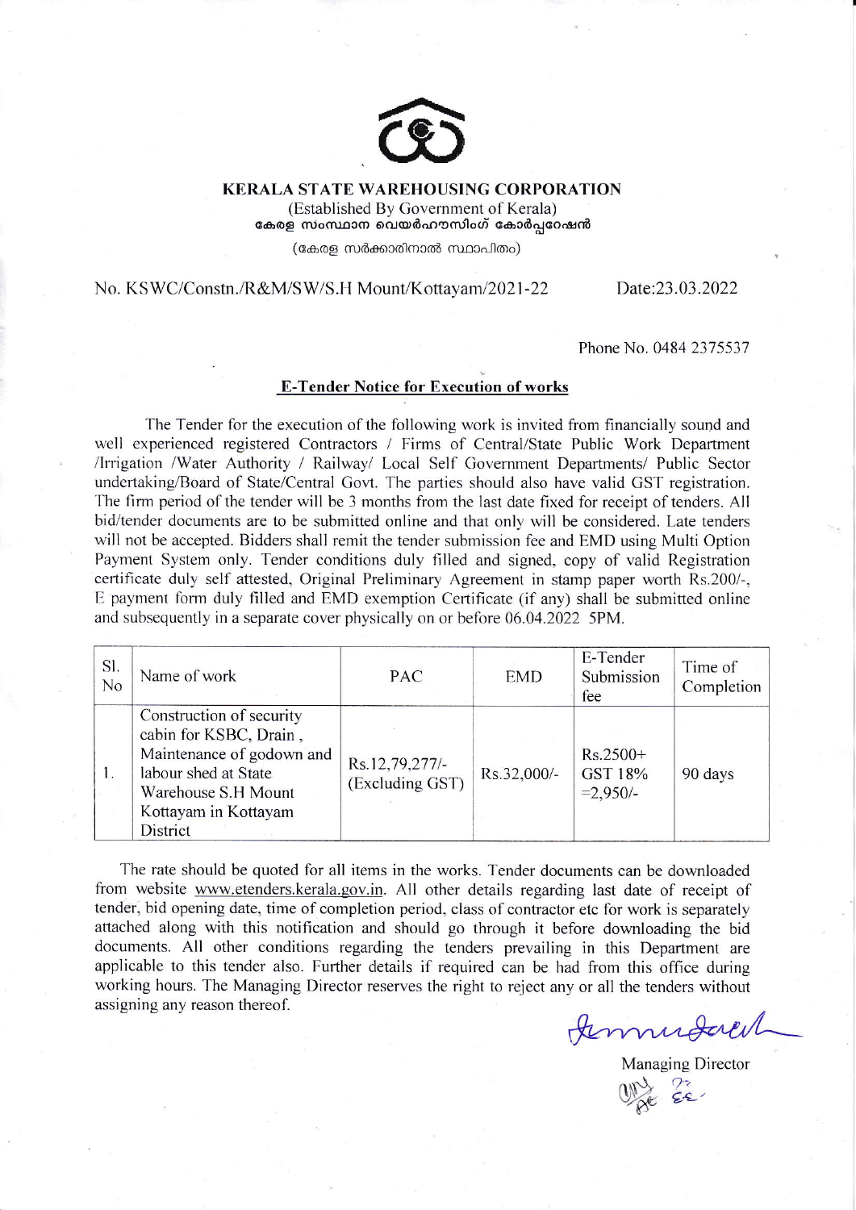**KERALA STATE WAREHOUSING CORPORATION**

(Established By Government of Kerala)

കേരള സംസ്ഥാന വെയർഹൗസിംഗ് കോർപ്പറേഷൻ

(കേരള സർക്കാരിനാൽ സ്ഥാപിതം)

No. KSWC/Constn./R&M/SW/S.H Mount/Kottayam/2021-22 Date:23.03.2022

Phone No. 0484 2375537

## E-Tender Notice for Execution of works

The Tender for the execution of the following work is invited from financially sound and well experienced registered Contractors / Firms of Central/State Public Work Department /Irrigation /Water Authority / Railway/ Local Self Government Departments/ Public Sector undertaking/Board of State/Central Govt. The parties should also have valid GST registration. The firm period of the tender will be 3 months from the last date fixed for receipt of tenders. All bid/tender documents are to be submitted online and that only will be considered. Late tenders will not be accepted. Bidders shall remit the tender submission fee and EMD using Multi Option Payment System only. Tender conditions duly filled and signed, copy of valid Registration certificate duly self attested, Original Preliminary Agreement in stamp paper worth Rs.200/-, E payment form duly filled and EMD exemption Certificate (if any) shall be submitted online and subsequently in a separate cover physically on or before 06.04.2022 5PM.

| Sl. No | Name of work | PAC | EMD | E-Tender Submission fee | Time of Completion |
|---|---|---|---|---|---|
| 1. | Construction of security cabin for KSBC, Drain, Maintenance of godown and labour shed at State Warehouse S.H Mount Kottayam in Kottayam District | Rs.12,79,277/- (Excluding GST) | Rs.32,000/- | Rs.2500+ GST 18% =2,950/- | 90 days |

The rate should be quoted for all items in the works. Tender documents can be downloaded from website www.etenders.kerala.gov.in. All other details regarding last date of receipt of tender, bid opening date, time of completion period, class of contractor etc for work is separately attached along with this notification and should go through it before downloading the bid documents. All other conditions regarding the tenders prevailing in this Department are applicable to this tender also. Further details if required can be had from this office during working hours. The Managing Director reserves the right to reject any or all the tenders without assigning any reason thereof.

Managing Director